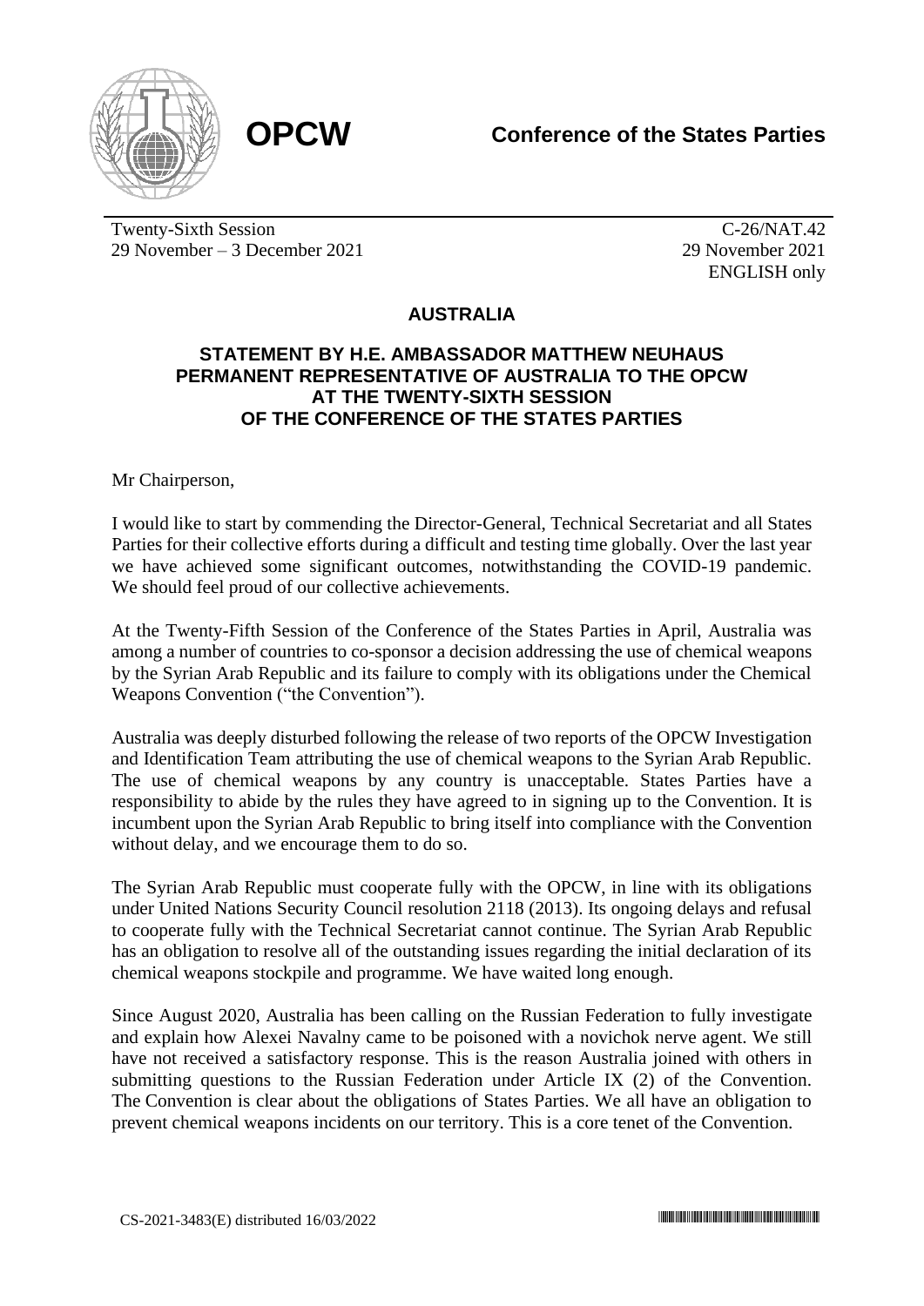**OPCW**

**Conference of the States Parties**

Twenty-Sixth Session
29 November – 3 December 2021

C-26/NAT.42
29 November 2021
ENGLISH only

## AUSTRALIA

### STATEMENT BY H.E. AMBASSADOR MATTHEW NEUHAUS PERMANENT REPRESENTATIVE OF AUSTRALIA TO THE OPCW AT THE TWENTY-SIXTH SESSION OF THE CONFERENCE OF THE STATES PARTIES

Mr Chairperson,

I would like to start by commending the Director-General, Technical Secretariat and all States Parties for their collective efforts during a difficult and testing time globally. Over the last year we have achieved some significant outcomes, notwithstanding the COVID-19 pandemic. We should feel proud of our collective achievements.

At the Twenty-Fifth Session of the Conference of the States Parties in April, Australia was among a number of countries to co-sponsor a decision addressing the use of chemical weapons by the Syrian Arab Republic and its failure to comply with its obligations under the Chemical Weapons Convention ("the Convention").

Australia was deeply disturbed following the release of two reports of the OPCW Investigation and Identification Team attributing the use of chemical weapons to the Syrian Arab Republic. The use of chemical weapons by any country is unacceptable. States Parties have a responsibility to abide by the rules they have agreed to in signing up to the Convention. It is incumbent upon the Syrian Arab Republic to bring itself into compliance with the Convention without delay, and we encourage them to do so.

The Syrian Arab Republic must cooperate fully with the OPCW, in line with its obligations under United Nations Security Council resolution 2118 (2013). Its ongoing delays and refusal to cooperate fully with the Technical Secretariat cannot continue. The Syrian Arab Republic has an obligation to resolve all of the outstanding issues regarding the initial declaration of its chemical weapons stockpile and programme. We have waited long enough.

Since August 2020, Australia has been calling on the Russian Federation to fully investigate and explain how Alexei Navalny came to be poisoned with a novichok nerve agent. We still have not received a satisfactory response. This is the reason Australia joined with others in submitting questions to the Russian Federation under Article IX (2) of the Convention. The Convention is clear about the obligations of States Parties. We all have an obligation to prevent chemical weapons incidents on our territory. This is a core tenet of the Convention.

CS-2021-3483(E) distributed 16/03/2022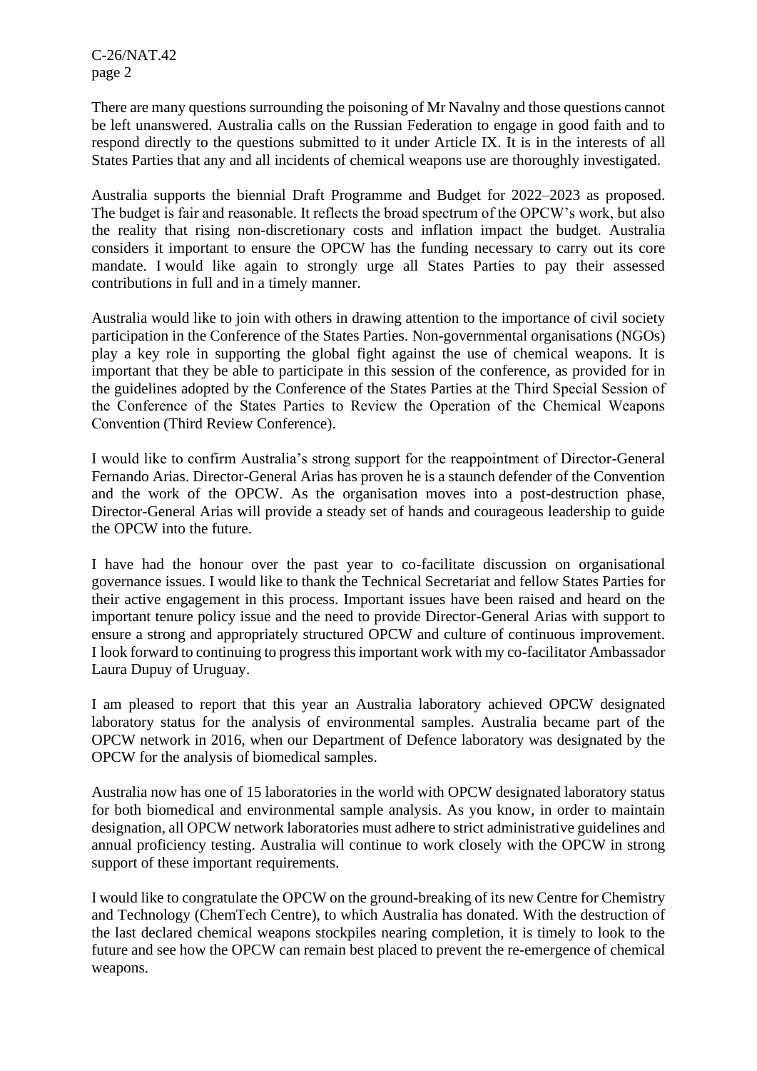There are many questions surrounding the poisoning of Mr Navalny and those questions cannot be left unanswered. Australia calls on the Russian Federation to engage in good faith and to respond directly to the questions submitted to it under Article IX. It is in the interests of all States Parties that any and all incidents of chemical weapons use are thoroughly investigated.

Australia supports the biennial Draft Programme and Budget for 2022–2023 as proposed. The budget is fair and reasonable. It reflects the broad spectrum of the OPCW's work, but also the reality that rising non-discretionary costs and inflation impact the budget. Australia considers it important to ensure the OPCW has the funding necessary to carry out its core mandate. I would like again to strongly urge all States Parties to pay their assessed contributions in full and in a timely manner.

Australia would like to join with others in drawing attention to the importance of civil society participation in the Conference of the States Parties. Non-governmental organisations (NGOs) play a key role in supporting the global fight against the use of chemical weapons. It is important that they be able to participate in this session of the conference, as provided for in the guidelines adopted by the Conference of the States Parties at the Third Special Session of the Conference of the States Parties to Review the Operation of the Chemical Weapons Convention (Third Review Conference).

I would like to confirm Australia's strong support for the reappointment of Director-General Fernando Arias. Director-General Arias has proven he is a staunch defender of the Convention and the work of the OPCW. As the organisation moves into a post-destruction phase, Director-General Arias will provide a steady set of hands and courageous leadership to guide the OPCW into the future.

I have had the honour over the past year to co-facilitate discussion on organisational governance issues. I would like to thank the Technical Secretariat and fellow States Parties for their active engagement in this process. Important issues have been raised and heard on the important tenure policy issue and the need to provide Director-General Arias with support to ensure a strong and appropriately structured OPCW and culture of continuous improvement. I look forward to continuing to progress this important work with my co-facilitator Ambassador Laura Dupuy of Uruguay.

I am pleased to report that this year an Australia laboratory achieved OPCW designated laboratory status for the analysis of environmental samples. Australia became part of the OPCW network in 2016, when our Department of Defence laboratory was designated by the OPCW for the analysis of biomedical samples.

Australia now has one of 15 laboratories in the world with OPCW designated laboratory status for both biomedical and environmental sample analysis. As you know, in order to maintain designation, all OPCW network laboratories must adhere to strict administrative guidelines and annual proficiency testing. Australia will continue to work closely with the OPCW in strong support of these important requirements.

I would like to congratulate the OPCW on the ground-breaking of its new Centre for Chemistry and Technology (ChemTech Centre), to which Australia has donated. With the destruction of the last declared chemical weapons stockpiles nearing completion, it is timely to look to the future and see how the OPCW can remain best placed to prevent the re-emergence of chemical weapons.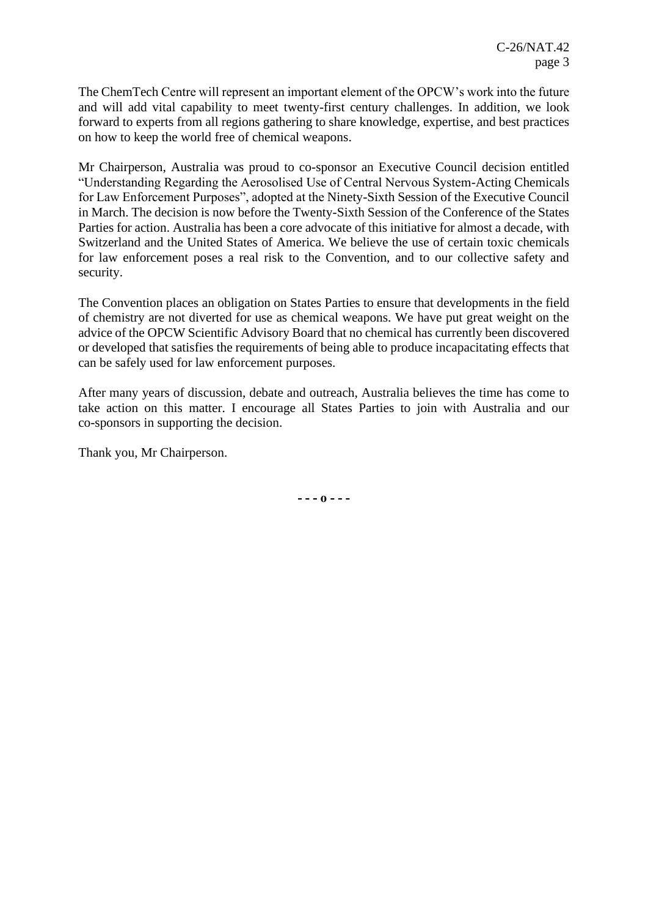The ChemTech Centre will represent an important element of the OPCW's work into the future and will add vital capability to meet twenty-first century challenges. In addition, we look forward to experts from all regions gathering to share knowledge, expertise, and best practices on how to keep the world free of chemical weapons.

Mr Chairperson, Australia was proud to co-sponsor an Executive Council decision entitled "Understanding Regarding the Aerosolised Use of Central Nervous System-Acting Chemicals for Law Enforcement Purposes", adopted at the Ninety-Sixth Session of the Executive Council in March. The decision is now before the Twenty-Sixth Session of the Conference of the States Parties for action. Australia has been a core advocate of this initiative for almost a decade, with Switzerland and the United States of America. We believe the use of certain toxic chemicals for law enforcement poses a real risk to the Convention, and to our collective safety and security.

The Convention places an obligation on States Parties to ensure that developments in the field of chemistry are not diverted for use as chemical weapons. We have put great weight on the advice of the OPCW Scientific Advisory Board that no chemical has currently been discovered or developed that satisfies the requirements of being able to produce incapacitating effects that can be safely used for law enforcement purposes.

After many years of discussion, debate and outreach, Australia believes the time has come to take action on this matter. I encourage all States Parties to join with Australia and our co-sponsors in supporting the decision.

Thank you, Mr Chairperson.

**- - - o - - -**